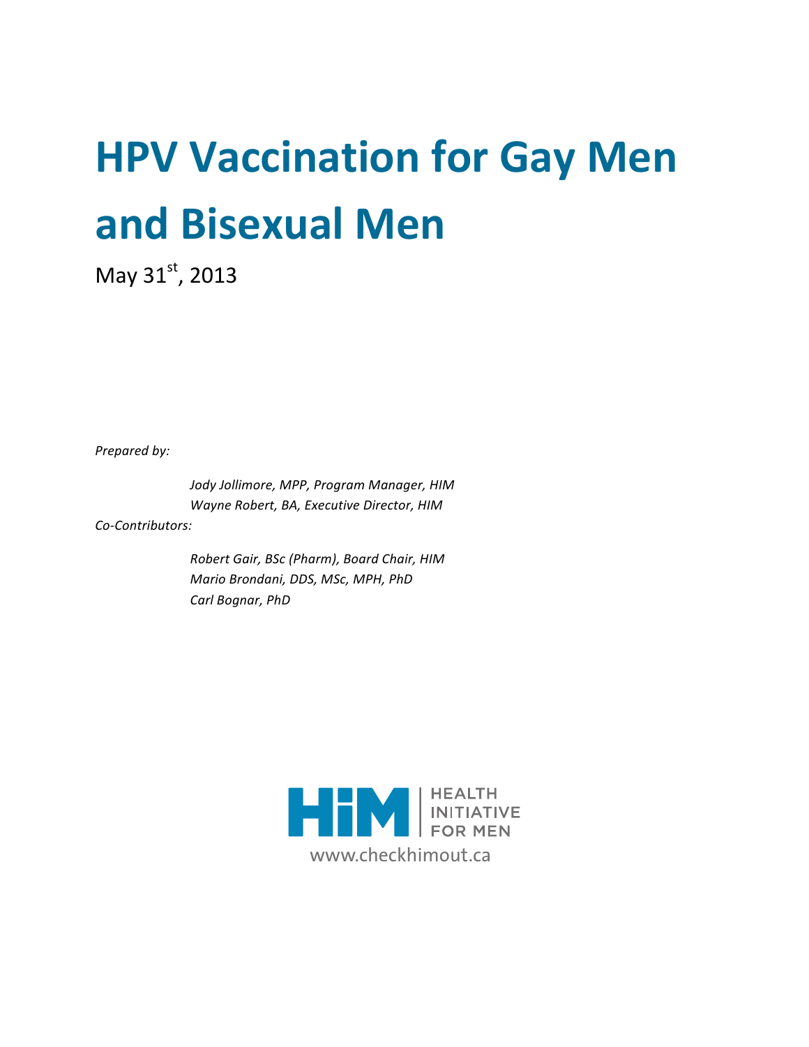# HPV Vaccination for Gay Men and Bisexual Men

May 31st, 2013

*Prepared by:*

*Jody Jollimore, MPP, Program Manager, HIM*
*Wayne Robert, BA, Executive Director, HIM*

*Co-Contributors:*

*Robert Gair, BSc (Pharm), Board Chair, HIM*
*Mario Brondani, DDS, MSc, MPH, PhD*
*Carl Bognar, PhD*

HIM | HEALTH INITIATIVE FOR MEN

www.checkhimout.ca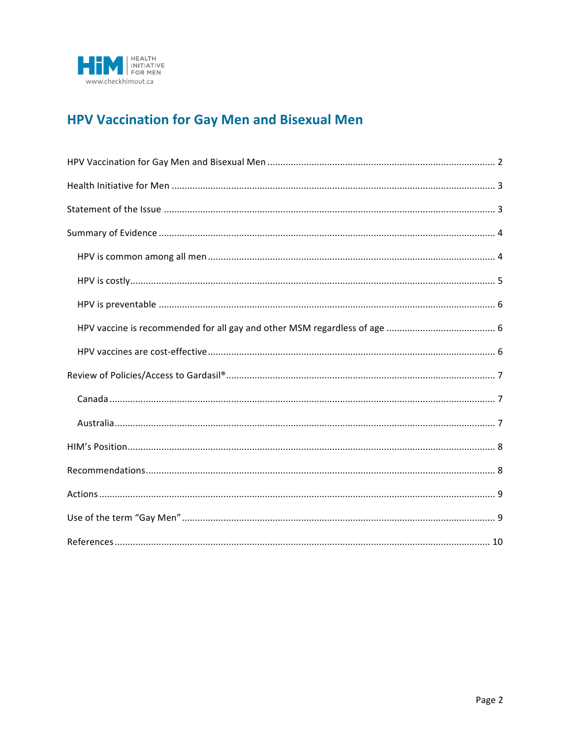# HPV Vaccination for Gay Men and Bisexual Men

HPV Vaccination for Gay Men and Bisexual Men ..... 2

Health Initiative for Men ..... 3

Statement of the Issue ..... 3

Summary of Evidence ..... 4

- HPV is common among all men ..... 4
- HPV is costly ..... 5
- HPV is preventable ..... 6
- HPV vaccine is recommended for all gay and other MSM regardless of age ..... 6
- HPV vaccines are cost-effective ..... 6

Review of Policies/Access to Gardasil® ..... 7

- Canada ..... 7
- Australia ..... 7

HIM's Position ..... 8

Recommendations ..... 8

Actions ..... 9

Use of the term "Gay Men" ..... 9

References ..... 10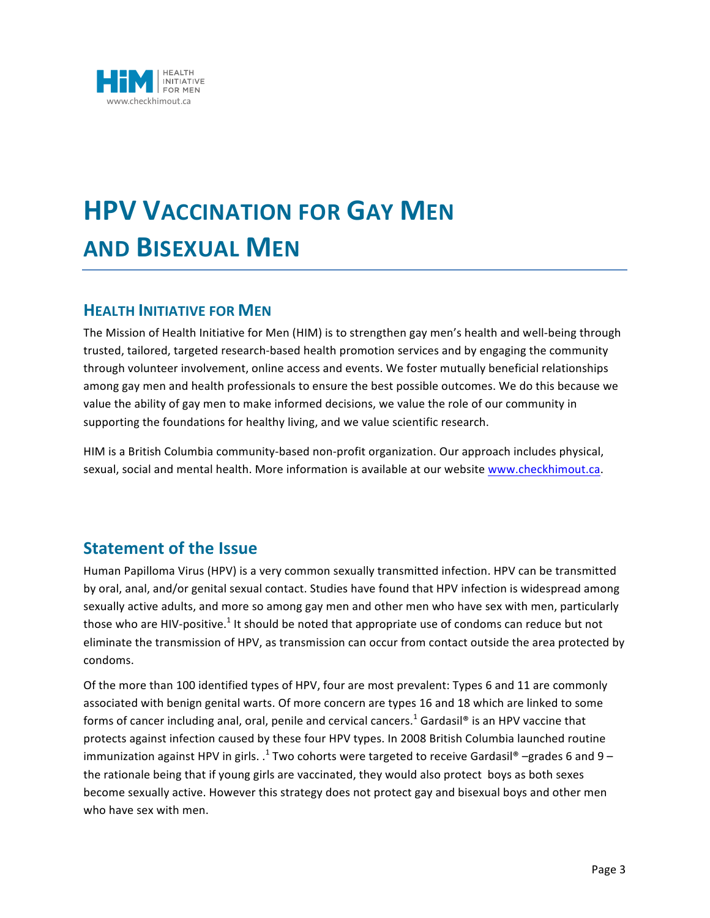# HPV VACCINATION FOR GAY MEN AND BISEXUAL MEN

## HEALTH INITIATIVE FOR MEN

The Mission of Health Initiative for Men (HIM) is to strengthen gay men's health and well-being through trusted, tailored, targeted research-based health promotion services and by engaging the community through volunteer involvement, online access and events. We foster mutually beneficial relationships among gay men and health professionals to ensure the best possible outcomes. We do this because we value the ability of gay men to make informed decisions, we value the role of our community in supporting the foundations for healthy living, and we value scientific research.

HIM is a British Columbia community-based non-profit organization. Our approach includes physical, sexual, social and mental health. More information is available at our website www.checkhimout.ca.

## Statement of the Issue

Human Papilloma Virus (HPV) is a very common sexually transmitted infection. HPV can be transmitted by oral, anal, and/or genital sexual contact. Studies have found that HPV infection is widespread among sexually active adults, and more so among gay men and other men who have sex with men, particularly those who are HIV-positive.[1] It should be noted that appropriate use of condoms can reduce but not eliminate the transmission of HPV, as transmission can occur from contact outside the area protected by condoms.

Of the more than 100 identified types of HPV, four are most prevalent: Types 6 and 11 are commonly associated with benign genital warts. Of more concern are types 16 and 18 which are linked to some forms of cancer including anal, oral, penile and cervical cancers.[1] Gardasil® is an HPV vaccine that protects against infection caused by these four HPV types. In 2008 British Columbia launched routine immunization against HPV in girls. .[1] Two cohorts were targeted to receive Gardasil® –grades 6 and 9 – the rationale being that if young girls are vaccinated, they would also protect boys as both sexes become sexually active. However this strategy does not protect gay and bisexual boys and other men who have sex with men.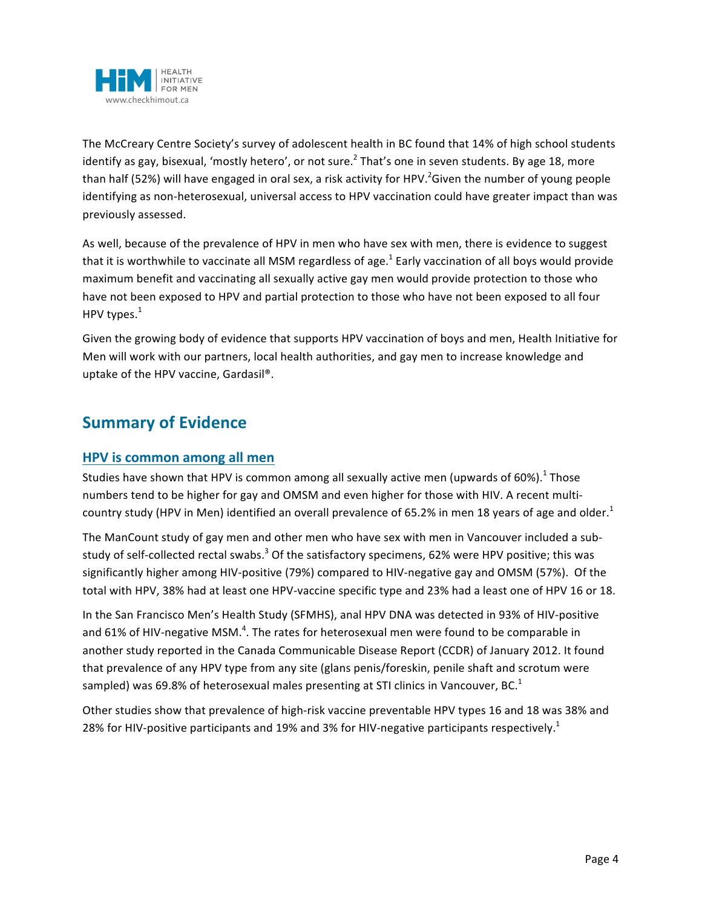The McCreary Centre Society's survey of adolescent health in BC found that 14% of high school students identify as gay, bisexual, 'mostly hetero', or not sure.[2] That's one in seven students. By age 18, more than half (52%) will have engaged in oral sex, a risk activity for HPV.[2]Given the number of young people identifying as non-heterosexual, universal access to HPV vaccination could have greater impact than was previously assessed.

As well, because of the prevalence of HPV in men who have sex with men, there is evidence to suggest that it is worthwhile to vaccinate all MSM regardless of age.[1] Early vaccination of all boys would provide maximum benefit and vaccinating all sexually active gay men would provide protection to those who have not been exposed to HPV and partial protection to those who have not been exposed to all four HPV types.[1]

Given the growing body of evidence that supports HPV vaccination of boys and men, Health Initiative for Men will work with our partners, local health authorities, and gay men to increase knowledge and uptake of the HPV vaccine, Gardasil®.

## Summary of Evidence

### HPV is common among all men

Studies have shown that HPV is common among all sexually active men (upwards of 60%).[1] Those numbers tend to be higher for gay and OMSM and even higher for those with HIV. A recent multi-country study (HPV in Men) identified an overall prevalence of 65.2% in men 18 years of age and older.[1]

The ManCount study of gay men and other men who have sex with men in Vancouver included a sub-study of self-collected rectal swabs.[3] Of the satisfactory specimens, 62% were HPV positive; this was significantly higher among HIV-positive (79%) compared to HIV-negative gay and OMSM (57%). Of the total with HPV, 38% had at least one HPV-vaccine specific type and 23% had a least one of HPV 16 or 18.

In the San Francisco Men's Health Study (SFMHS), anal HPV DNA was detected in 93% of HIV-positive and 61% of HIV-negative MSM.[4]. The rates for heterosexual men were found to be comparable in another study reported in the Canada Communicable Disease Report (CCDR) of January 2012. It found that prevalence of any HPV type from any site (glans penis/foreskin, penile shaft and scrotum were sampled) was 69.8% of heterosexual males presenting at STI clinics in Vancouver, BC.[1]

Other studies show that prevalence of high-risk vaccine preventable HPV types 16 and 18 was 38% and 28% for HIV-positive participants and 19% and 3% for HIV-negative participants respectively.[1]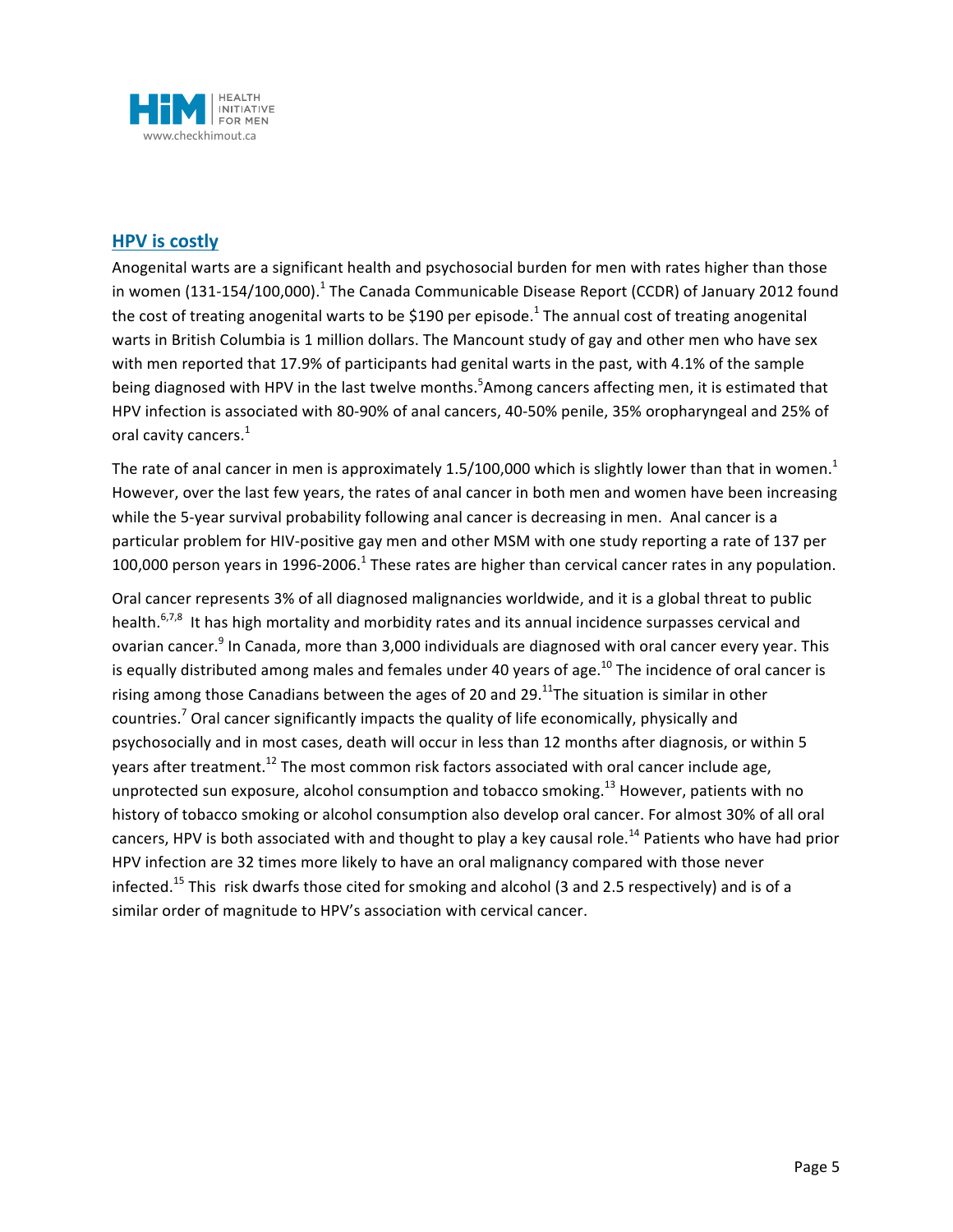## HPV is costly

Anogenital warts are a significant health and psychosocial burden for men with rates higher than those in women (131-154/100,000).[1] The Canada Communicable Disease Report (CCDR) of January 2012 found the cost of treating anogenital warts to be $190 per episode.[1] The annual cost of treating anogenital warts in British Columbia is 1 million dollars. The Mancount study of gay and other men who have sex with men reported that 17.9% of participants had genital warts in the past, with 4.1% of the sample being diagnosed with HPV in the last twelve months.[5]Among cancers affecting men, it is estimated that HPV infection is associated with 80-90% of anal cancers, 40-50% penile, 35% oropharyngeal and 25% of oral cavity cancers.[1]

The rate of anal cancer in men is approximately 1.5/100,000 which is slightly lower than that in women.[1] However, over the last few years, the rates of anal cancer in both men and women have been increasing while the 5-year survival probability following anal cancer is decreasing in men. Anal cancer is a particular problem for HIV-positive gay men and other MSM with one study reporting a rate of 137 per 100,000 person years in 1996-2006.[1] These rates are higher than cervical cancer rates in any population.

Oral cancer represents 3% of all diagnosed malignancies worldwide, and it is a global threat to public health.[6,7,8] It has high mortality and morbidity rates and its annual incidence surpasses cervical and ovarian cancer.[9] In Canada, more than 3,000 individuals are diagnosed with oral cancer every year. This is equally distributed among males and females under 40 years of age.[10] The incidence of oral cancer is rising among those Canadians between the ages of 20 and 29.[11]The situation is similar in other countries.[7] Oral cancer significantly impacts the quality of life economically, physically and psychosocially and in most cases, death will occur in less than 12 months after diagnosis, or within 5 years after treatment.[12] The most common risk factors associated with oral cancer include age, unprotected sun exposure, alcohol consumption and tobacco smoking.[13] However, patients with no history of tobacco smoking or alcohol consumption also develop oral cancer. For almost 30% of all oral cancers, HPV is both associated with and thought to play a key causal role.[14] Patients who have had prior HPV infection are 32 times more likely to have an oral malignancy compared with those never infected.[15] This risk dwarfs those cited for smoking and alcohol (3 and 2.5 respectively) and is of a similar order of magnitude to HPV's association with cervical cancer.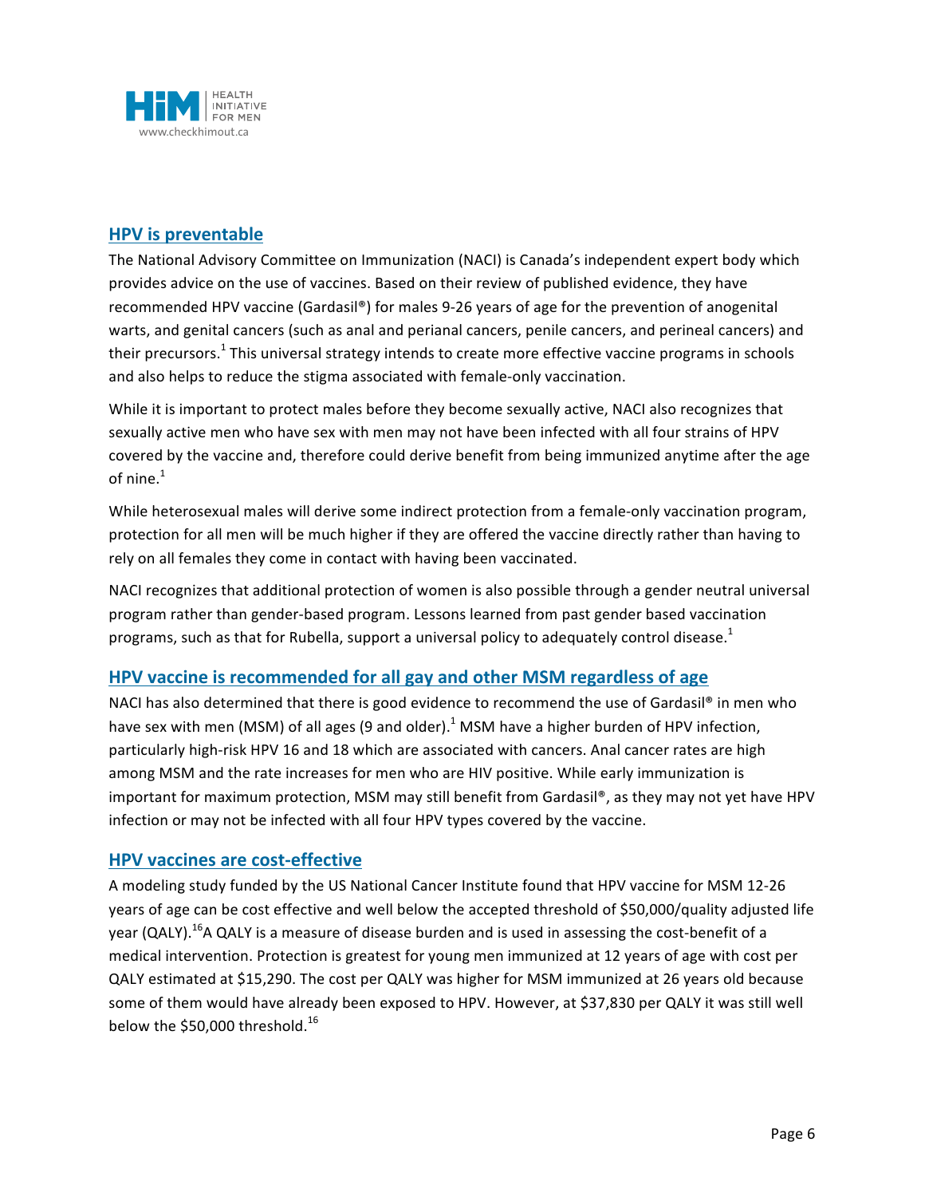## HPV is preventable

The National Advisory Committee on Immunization (NACI) is Canada's independent expert body which provides advice on the use of vaccines. Based on their review of published evidence, they have recommended HPV vaccine (Gardasil®) for males 9-26 years of age for the prevention of anogenital warts, and genital cancers (such as anal and perianal cancers, penile cancers, and perineal cancers) and their precursors.[1] This universal strategy intends to create more effective vaccine programs in schools and also helps to reduce the stigma associated with female-only vaccination.

While it is important to protect males before they become sexually active, NACI also recognizes that sexually active men who have sex with men may not have been infected with all four strains of HPV covered by the vaccine and, therefore could derive benefit from being immunized anytime after the age of nine.[1]

While heterosexual males will derive some indirect protection from a female-only vaccination program, protection for all men will be much higher if they are offered the vaccine directly rather than having to rely on all females they come in contact with having been vaccinated.

NACI recognizes that additional protection of women is also possible through a gender neutral universal program rather than gender-based program. Lessons learned from past gender based vaccination programs, such as that for Rubella, support a universal policy to adequately control disease.[1]

## HPV vaccine is recommended for all gay and other MSM regardless of age

NACI has also determined that there is good evidence to recommend the use of Gardasil® in men who have sex with men (MSM) of all ages (9 and older).[1] MSM have a higher burden of HPV infection, particularly high-risk HPV 16 and 18 which are associated with cancers. Anal cancer rates are high among MSM and the rate increases for men who are HIV positive. While early immunization is important for maximum protection, MSM may still benefit from Gardasil®, as they may not yet have HPV infection or may not be infected with all four HPV types covered by the vaccine.

## HPV vaccines are cost-effective

A modeling study funded by the US National Cancer Institute found that HPV vaccine for MSM 12-26 years of age can be cost effective and well below the accepted threshold of $50,000/quality adjusted life year (QALY).[16] A QALY is a measure of disease burden and is used in assessing the cost-benefit of a medical intervention. Protection is greatest for young men immunized at 12 years of age with cost per QALY estimated at $15,290. The cost per QALY was higher for MSM immunized at 26 years old because some of them would have already been exposed to HPV. However, at $37,830 per QALY it was still well below the $50,000 threshold.[16]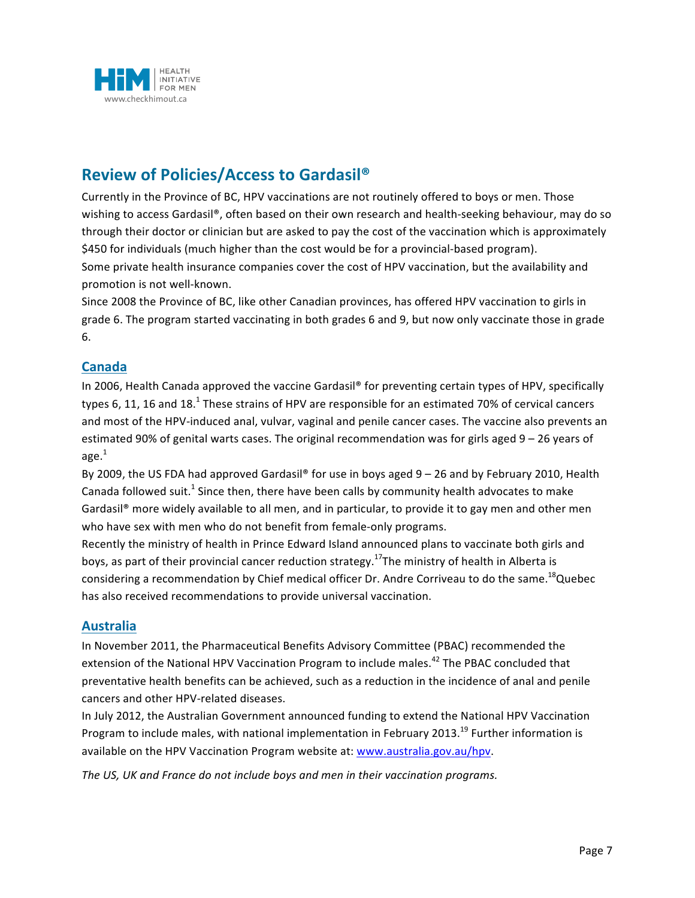## Review of Policies/Access to Gardasil®

Currently in the Province of BC, HPV vaccinations are not routinely offered to boys or men. Those wishing to access Gardasil®, often based on their own research and health-seeking behaviour, may do so through their doctor or clinician but are asked to pay the cost of the vaccination which is approximately $450 for individuals (much higher than the cost would be for a provincial-based program).

Some private health insurance companies cover the cost of HPV vaccination, but the availability and promotion is not well-known.

Since 2008 the Province of BC, like other Canadian provinces, has offered HPV vaccination to girls in grade 6. The program started vaccinating in both grades 6 and 9, but now only vaccinate those in grade 6.

### Canada

In 2006, Health Canada approved the vaccine Gardasil® for preventing certain types of HPV, specifically types 6, 11, 16 and 18.[1] These strains of HPV are responsible for an estimated 70% of cervical cancers and most of the HPV-induced anal, vulvar, vaginal and penile cancer cases. The vaccine also prevents an estimated 90% of genital warts cases. The original recommendation was for girls aged 9 – 26 years of age.[1]

By 2009, the US FDA had approved Gardasil® for use in boys aged 9 – 26 and by February 2010, Health Canada followed suit.[1] Since then, there have been calls by community health advocates to make Gardasil® more widely available to all men, and in particular, to provide it to gay men and other men who have sex with men who do not benefit from female-only programs.

Recently the ministry of health in Prince Edward Island announced plans to vaccinate both girls and boys, as part of their provincial cancer reduction strategy.[17] The ministry of health in Alberta is considering a recommendation by Chief medical officer Dr. Andre Corriveau to do the same.[18] Quebec has also received recommendations to provide universal vaccination.

### Australia

In November 2011, the Pharmaceutical Benefits Advisory Committee (PBAC) recommended the extension of the National HPV Vaccination Program to include males.[42] The PBAC concluded that preventative health benefits can be achieved, such as a reduction in the incidence of anal and penile cancers and other HPV-related diseases.

In July 2012, the Australian Government announced funding to extend the National HPV Vaccination Program to include males, with national implementation in February 2013.[19] Further information is available on the HPV Vaccination Program website at: [www.australia.gov.au/hpv](http://www.australia.gov.au/hpv).

*The US, UK and France do not include boys and men in their vaccination programs.*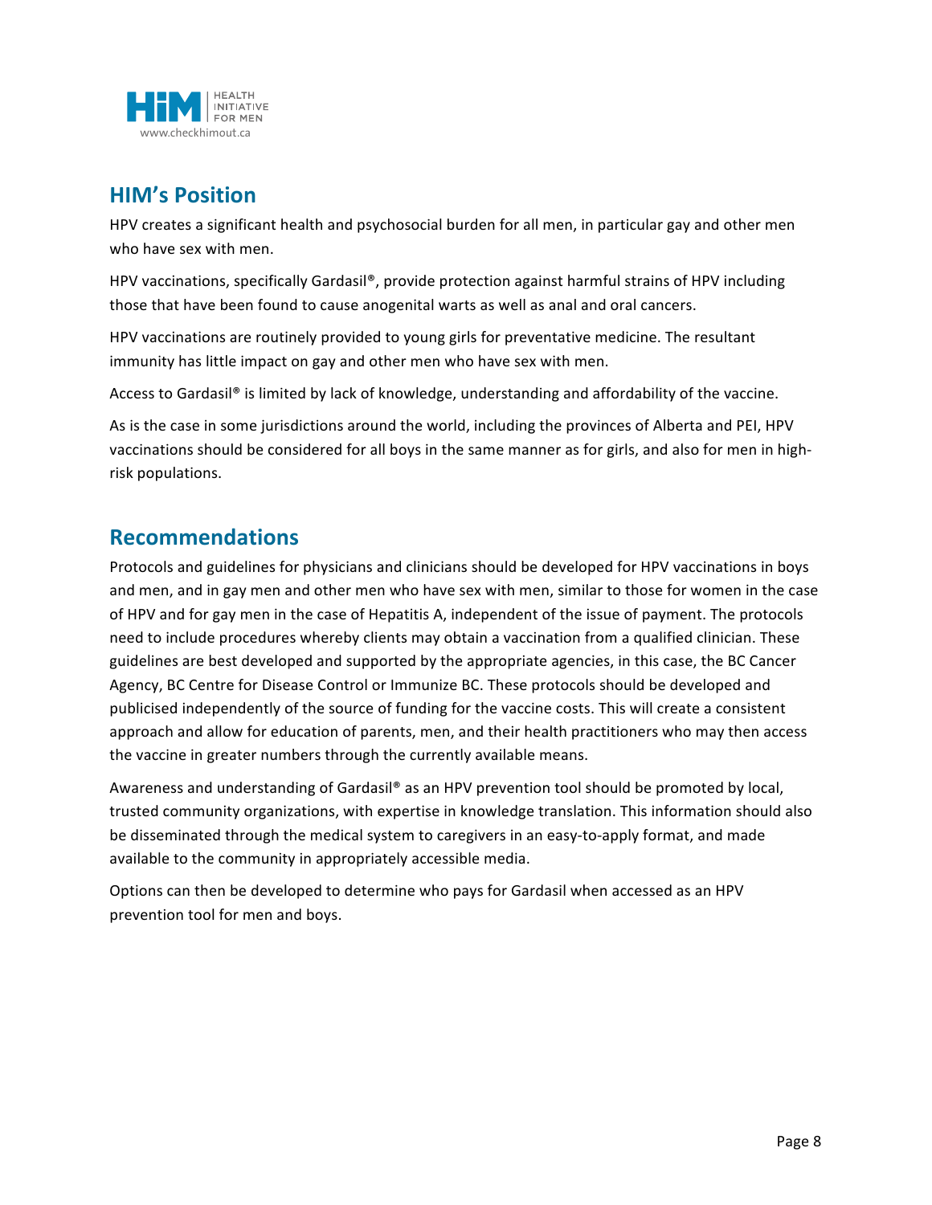## HIM's Position

HPV creates a significant health and psychosocial burden for all men, in particular gay and other men who have sex with men.

HPV vaccinations, specifically Gardasil®, provide protection against harmful strains of HPV including those that have been found to cause anogenital warts as well as anal and oral cancers.

HPV vaccinations are routinely provided to young girls for preventative medicine. The resultant immunity has little impact on gay and other men who have sex with men.

Access to Gardasil® is limited by lack of knowledge, understanding and affordability of the vaccine.

As is the case in some jurisdictions around the world, including the provinces of Alberta and PEI, HPV vaccinations should be considered for all boys in the same manner as for girls, and also for men in high-risk populations.

## Recommendations

Protocols and guidelines for physicians and clinicians should be developed for HPV vaccinations in boys and men, and in gay men and other men who have sex with men, similar to those for women in the case of HPV and for gay men in the case of Hepatitis A, independent of the issue of payment. The protocols need to include procedures whereby clients may obtain a vaccination from a qualified clinician. These guidelines are best developed and supported by the appropriate agencies, in this case, the BC Cancer Agency, BC Centre for Disease Control or Immunize BC. These protocols should be developed and publicised independently of the source of funding for the vaccine costs. This will create a consistent approach and allow for education of parents, men, and their health practitioners who may then access the vaccine in greater numbers through the currently available means.

Awareness and understanding of Gardasil® as an HPV prevention tool should be promoted by local, trusted community organizations, with expertise in knowledge translation. This information should also be disseminated through the medical system to caregivers in an easy-to-apply format, and made available to the community in appropriately accessible media.

Options can then be developed to determine who pays for Gardasil when accessed as an HPV prevention tool for men and boys.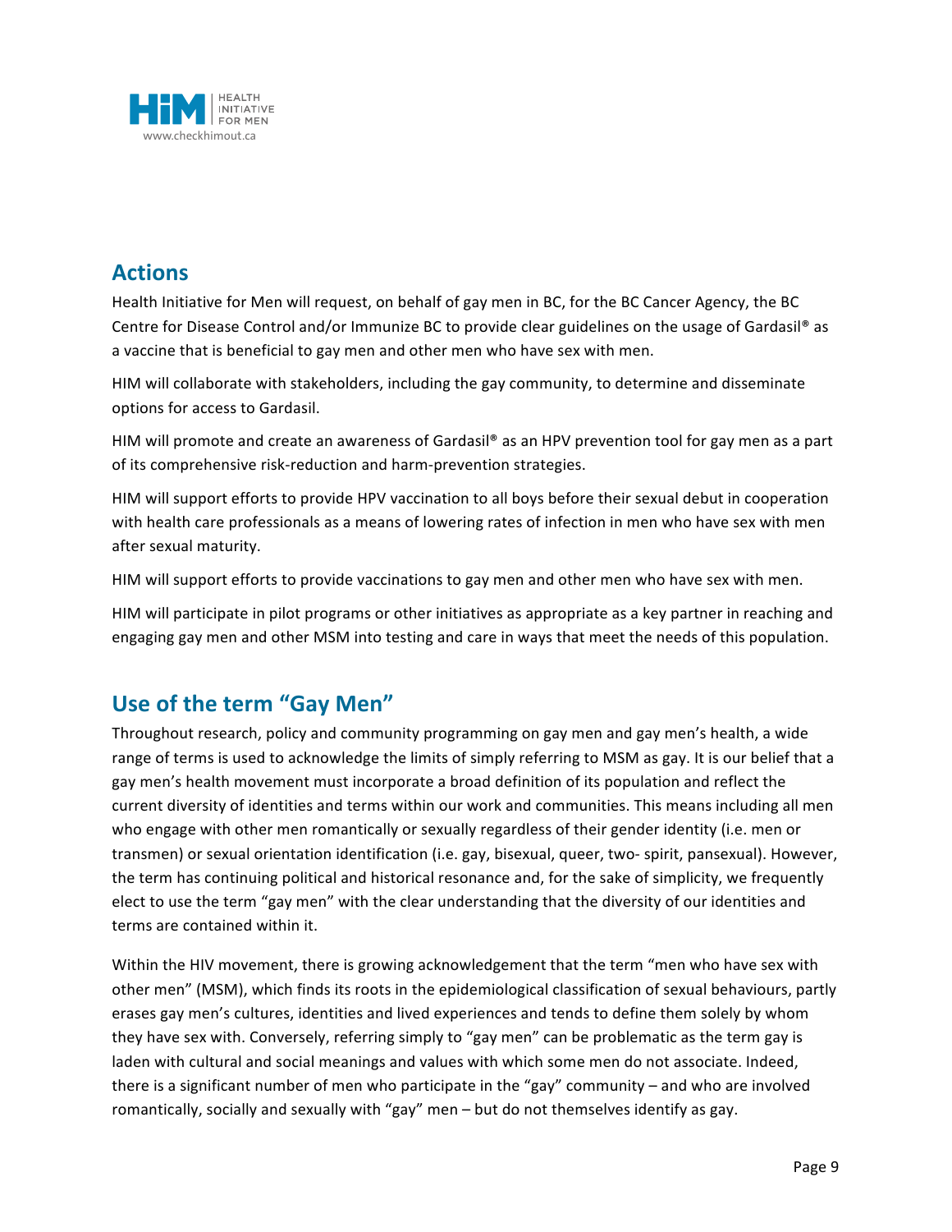## Actions

Health Initiative for Men will request, on behalf of gay men in BC, for the BC Cancer Agency, the BC Centre for Disease Control and/or Immunize BC to provide clear guidelines on the usage of Gardasil® as a vaccine that is beneficial to gay men and other men who have sex with men.

HIM will collaborate with stakeholders, including the gay community, to determine and disseminate options for access to Gardasil.

HIM will promote and create an awareness of Gardasil® as an HPV prevention tool for gay men as a part of its comprehensive risk-reduction and harm-prevention strategies.

HIM will support efforts to provide HPV vaccination to all boys before their sexual debut in cooperation with health care professionals as a means of lowering rates of infection in men who have sex with men after sexual maturity.

HIM will support efforts to provide vaccinations to gay men and other men who have sex with men.

HIM will participate in pilot programs or other initiatives as appropriate as a key partner in reaching and engaging gay men and other MSM into testing and care in ways that meet the needs of this population.

## Use of the term "Gay Men"

Throughout research, policy and community programming on gay men and gay men's health, a wide range of terms is used to acknowledge the limits of simply referring to MSM as gay. It is our belief that a gay men's health movement must incorporate a broad definition of its population and reflect the current diversity of identities and terms within our work and communities. This means including all men who engage with other men romantically or sexually regardless of their gender identity (i.e. men or transmen) or sexual orientation identification (i.e. gay, bisexual, queer, two- spirit, pansexual). However, the term has continuing political and historical resonance and, for the sake of simplicity, we frequently elect to use the term "gay men" with the clear understanding that the diversity of our identities and terms are contained within it.

Within the HIV movement, there is growing acknowledgement that the term "men who have sex with other men" (MSM), which finds its roots in the epidemiological classification of sexual behaviours, partly erases gay men's cultures, identities and lived experiences and tends to define them solely by whom they have sex with. Conversely, referring simply to "gay men" can be problematic as the term gay is laden with cultural and social meanings and values with which some men do not associate. Indeed, there is a significant number of men who participate in the "gay" community – and who are involved romantically, socially and sexually with "gay" men – but do not themselves identify as gay.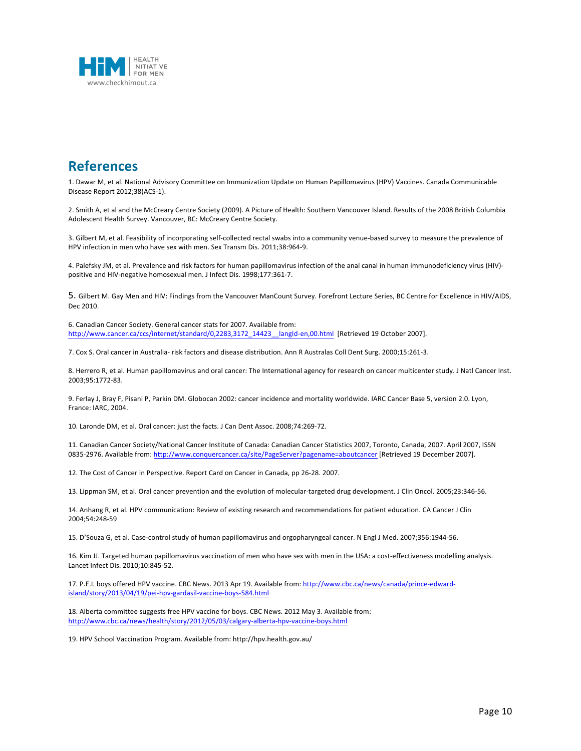## References

1. Dawar M, et al. National Advisory Committee on Immunization Update on Human Papillomavirus (HPV) Vaccines. Canada Communicable Disease Report 2012;38(ACS-1).

2. Smith A, et al and the McCreary Centre Society (2009). A Picture of Health: Southern Vancouver Island. Results of the 2008 British Columbia Adolescent Health Survey. Vancouver, BC: McCreary Centre Society.

3. Gilbert M, et al. Feasibility of incorporating self-collected rectal swabs into a community venue-based survey to measure the prevalence of HPV infection in men who have sex with men. Sex Transm Dis. 2011;38:964-9.

4. Palefsky JM, et al. Prevalence and risk factors for human papillomavirus infection of the anal canal in human immunodeficiency virus (HIV)-positive and HIV-negative homosexual men. J Infect Dis. 1998;177:361-7.

5. Gilbert M. Gay Men and HIV: Findings from the Vancouver ManCount Survey. Forefront Lecture Series, BC Centre for Excellence in HIV/AIDS, Dec 2010.

6. Canadian Cancer Society. General cancer stats for 2007. Available from: http://www.cancer.ca/ccs/internet/standard/0,2283,3172_14423__langId-en,00.html [Retrieved 19 October 2007].

7. Cox S. Oral cancer in Australia- risk factors and disease distribution. Ann R Australas Coll Dent Surg. 2000;15:261-3.

8. Herrero R, et al. Human papillomavirus and oral cancer: The International agency for research on cancer multicenter study. J Natl Cancer Inst. 2003;95:1772-83.

9. Ferlay J, Bray F, Pisani P, Parkin DM. Globocan 2002: cancer incidence and mortality worldwide. IARC Cancer Base 5, version 2.0. Lyon, France: IARC, 2004.

10. Laronde DM, et al. Oral cancer: just the facts. J Can Dent Assoc. 2008;74:269-72.

11. Canadian Cancer Society/National Cancer Institute of Canada: Canadian Cancer Statistics 2007, Toronto, Canada, 2007. April 2007, ISSN 0835-2976. Available from: http://www.conquercancer.ca/site/PageServer?pagename=aboutcancer [Retrieved 19 December 2007].

12. The Cost of Cancer in Perspective. Report Card on Cancer in Canada, pp 26-28. 2007.

13. Lippman SM, et al. Oral cancer prevention and the evolution of molecular-targeted drug development. J Clin Oncol. 2005;23:346-56.

14. Anhang R, et al. HPV communication: Review of existing research and recommendations for patient education. CA Cancer J Clin 2004;54:248-59

15. D'Souza G, et al. Case-control study of human papillomavirus and orgopharyngeal cancer. N Engl J Med. 2007;356:1944-56.

16. Kim JJ. Targeted human papillomavirus vaccination of men who have sex with men in the USA: a cost-effectiveness modelling analysis. Lancet Infect Dis. 2010;10:845-52.

17. P.E.I. boys offered HPV vaccine. CBC News. 2013 Apr 19. Available from: http://www.cbc.ca/news/canada/prince-edward-island/story/2013/04/19/pei-hpv-gardasil-vaccine-boys-584.html

18. Alberta committee suggests free HPV vaccine for boys. CBC News. 2012 May 3. Available from: http://www.cbc.ca/news/health/story/2012/05/03/calgary-alberta-hpv-vaccine-boys.html

19. HPV School Vaccination Program. Available from: http://hpv.health.gov.au/